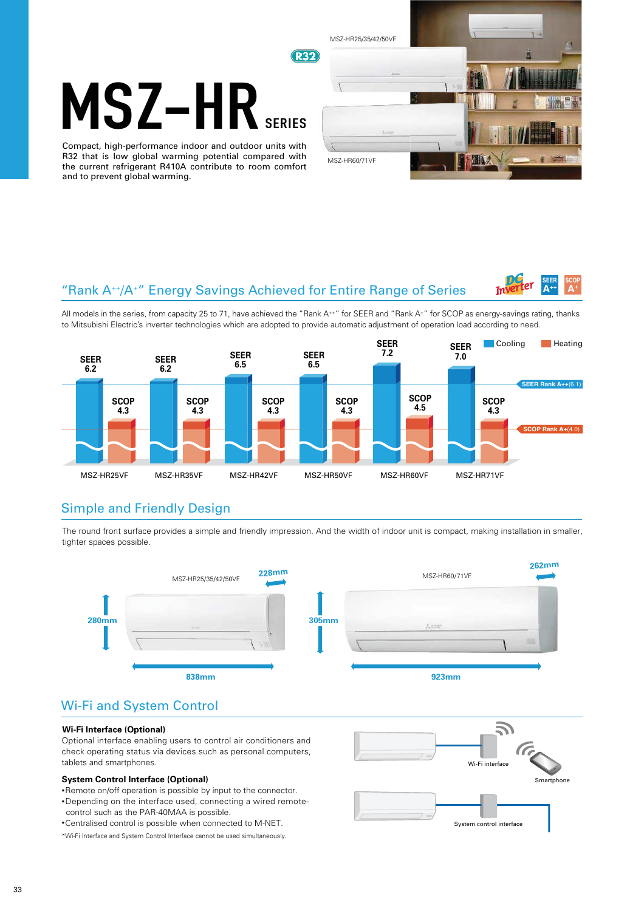# MSZ-HR SERIES

R32

Compact, high-performance indoor and outdoor units with R32 that is low global warming potential compared with the current refrigerant R410A contribute to room comfort and to prevent global warming.

MSZ-HR25/35/42/50VF

MSZ-HR60/71VF

## "Rank A++/A+" Energy Savings Achieved for Entire Range of Series

DC Inverter | SEER A++ | SCOP A+

All models in the series, from capacity 25 to 71, have achieved the "Rank A++" for SEER and "Rank A+" for SCOP as energy-savings rating, thanks to Mitsubishi Electric's inverter technologies which are adopted to provide automatic adjustment of operation load according to need.

| Model | SEER (Cooling) | SCOP (Heating) |
|---|---|---|
| MSZ-HR25VF | 6.2 | 4.3 |
| MSZ-HR35VF | 6.2 | 4.3 |
| MSZ-HR42VF | 6.5 | 4.3 |
| MSZ-HR50VF | 6.5 | 4.3 |
| MSZ-HR60VF | 7.2 | 4.5 |
| MSZ-HR71VF | 7.0 | 4.3 |

SEER Rank A++(6.1)

SCOP Rank A+(4.0)

## Simple and Friendly Design

The round front surface provides a simple and friendly impression. And the width of indoor unit is compact, making installation in smaller, tighter spaces possible.

| Model | Height | Width | Depth |
|---|---|---|---|
| MSZ-HR25/35/42/50VF | 280mm | 838mm | 228mm |
| MSZ-HR60/71VF | 305mm | 923mm | 262mm |

## Wi-Fi and System Control

**Wi-Fi Interface (Optional)**

Optional interface enabling users to control air conditioners and check operating status via devices such as personal computers, tablets and smartphones.

**System Control Interface (Optional)**

- Remote on/off operation is possible by input to the connector.
- Depending on the interface used, connecting a wired remote-control such as the PAR-40MAA is possible.
- Centralised control is possible when connected to M-NET.

*Wi-Fi Interface and System Control Interface cannot be used simultaneously.

Wi-Fi interface

Smartphone

System control interface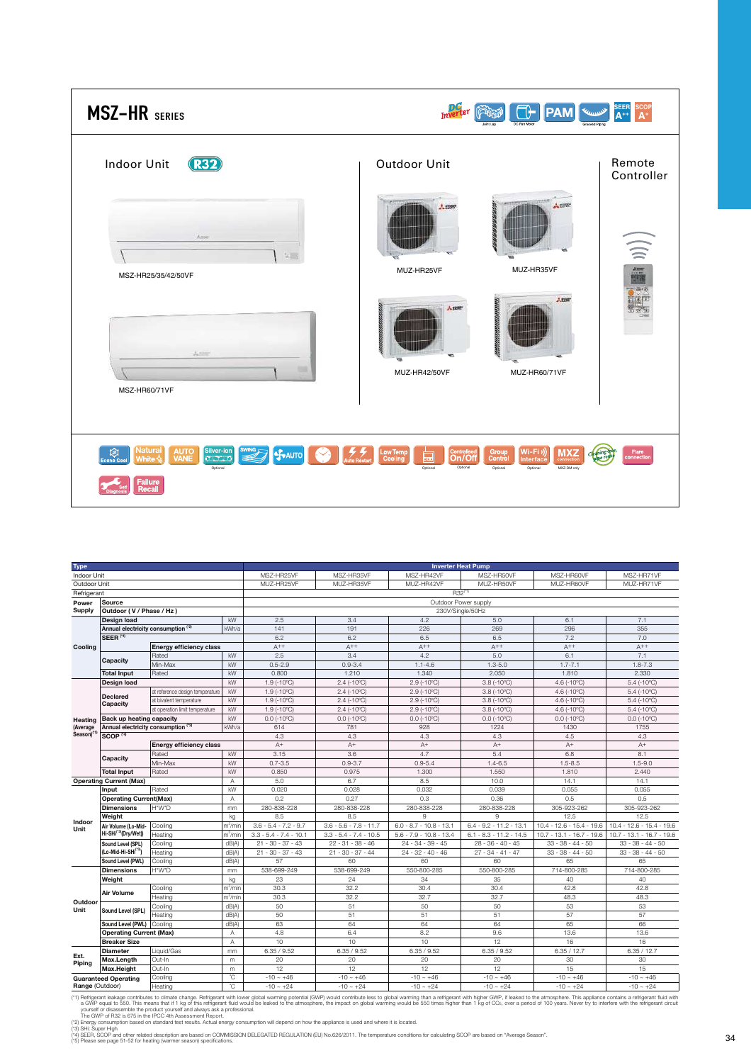# MSZ-HR SERIES

Indoor Unit R32

MSZ-HR25/35/42/50VF

MSZ-HR60/71VF

Outdoor Unit

MUZ-HR25VF

MUZ-HR35VF

MUZ-HR42/50VF

MUZ-HR60/71VF

Remote Controller

| Type | | | | Inverter Heat Pump | | | | | |
|---|---|---|---|---|---|---|---|---|---|
| Indoor Unit | | | | MSZ-HR25VF | MSZ-HR35VF | MSZ-HR42VF | MSZ-HR50VF | MSZ-HR60VF | MSZ-HR71VF |
| Outdoor Unit | | | | MUZ-HR25VF | MUZ-HR35VF | MUZ-HR42VF | MUZ-HR50VF | MUZ-HR60VF | MUZ-HR71VF |
| Refrigerant | | | | R32[*1] | | | | | |
| Power Supply | Source | | | Outdoor Power supply | | | | | |
| | Outdoor ( V / Phase / Hz ) | | | 230V/Single/50Hz | | | | | |
| Cooling | Design load | | kW | 2.5 | 3.4 | 4.2 | 5.0 | 6.1 | 7.1 |
| | Annual electricity consumption [*2] | | kWh/a | 141 | 191 | 226 | 269 | 296 | 355 |
| | SEER [*4] | | | 6.2 | 6.2 | 6.5 | 6.5 | 7.2 | 7.0 |
| | | Energy efficiency class | | A++ | A++ | A++ | A++ | A++ | A++ |
| | Capacity | Rated | kW | 2.5 | 3.4 | 4.2 | 5.0 | 6.1 | 7.1 |
| | | Min-Max | kW | 0.5-2.9 | 0.9-3.4 | 1.1-4.6 | 1.3-5.0 | 1.7-7.1 | 1.8-7.3 |
| | Total Input | Rated | kW | 0.800 | 1.210 | 1.340 | 2.050 | 1.810 | 2.330 |
| Heating (Average Season)[*5] | Design load | | kW | 1.9 (-10°C) | 2.4 (-10°C) | 2.9 (-10°C) | 3.8 (-10°C) | 4.6 (-10°C) | 5.4 (-10°C) |
| | Declared Capacity | at reference design temperature | kW | 1.9 (-10°C) | 2.4 (-10°C) | 2.9 (-10°C) | 3.8 (-10°C) | 4.6 (-10°C) | 5.4 (-10°C) |
| | | at bivalent temperature | kW | 1.9 (-10°C) | 2.4 (-10°C) | 2.9 (-10°C) | 3.8 (-10°C) | 4.6 (-10°C) | 5.4 (-10°C) |
| | | at operation limit temperature | kW | 1.9 (-10°C) | 2.4 (-10°C) | 2.9 (-10°C) | 3.8 (-10°C) | 4.6 (-10°C) | 5.4 (-10°C) |
| | Back up heating capacity | | kW | 0.0 (-10°C) | 0.0 (-10°C) | 0.0 (-10°C) | 0.0 (-10°C) | 0.0 (-10°C) | 0.0 (-10°C) |
| | Annual electricity consumption [*2] | | kWh/a | 614 | 781 | 928 | 1224 | 1430 | 1755 |
| | SCOP [*4] | | | 4.3 | 4.3 | 4.3 | 4.3 | 4.5 | 4.3 |
| | | Energy efficiency class | | A+ | A+ | A+ | A+ | A+ | A+ |
| | Capacity | Rated | kW | 3.15 | 3.6 | 4.7 | 5.4 | 6.8 | 8.1 |
| | | Min-Max | kW | 0.7-3.5 | 0.9-3.7 | 0.9-5.4 | 1.4-6.5 | 1.5-8.5 | 1.5-9.0 |
| | Total Input | Rated | kW | 0.850 | 0.975 | 1.300 | 1.550 | 1.810 | 2.440 |
| Operating Current (Max) | | | A | 5.0 | 6.7 | 8.5 | 10.0 | 14.1 | 14.1 |
| Indoor Unit | Input | Rated | kW | 0.020 | 0.028 | 0.032 | 0.039 | 0.055 | 0.055 |
| | Operating Current(Max) | | A | 0.2 | 0.27 | 0.3 | 0.36 | 0.5 | 0.5 |
| | Dimensions | H*W*D | mm | 280-838-228 | 280-838-228 | 280-838-228 | 280-838-228 | 305-923-262 | 305-923-262 |
| | Weight | | kg | 8.5 | 8.5 | 9 | 9 | 12.5 | 12.5 |
| | Air Volume (Lo-Mid-Hi-SHi[*3](Dry/Wet)) | Cooling | m³/min | 3.6 - 5.4 - 7.2 - 9.7 | 3.6 - 5.6 - 7.8 - 11.7 | 6.0 - 8.7 - 10.8 - 13.1 | 6.4 - 9.2 - 11.2 - 13.1 | 10.4 - 12.6 - 15.4 - 19.6 | 10.4 - 12.6 - 15.4 - 19.6 |
| | | Heating | m³/min | 3.3 - 5.4 - 7.4 - 10.1 | 3.3 - 5.4 - 7.4 - 10.5 | 5.6 - 7.9 - 10.8 - 13.4 | 6.1 - 8.3 - 11.2 - 14.5 | 10.7 - 13.1 - 16.7 - 19.6 | 10.7 - 13.1 - 16.7 - 19.6 |
| | Sound Level (SPL) (Lo-Mid-Hi-SHi[*3]) | Cooling | dB(A) | 21 - 30 - 37 - 43 | 22 - 31 - 38 - 46 | 24 - 34 - 39 - 45 | 28 - 36 - 40 - 45 | 33 - 38 - 44 - 50 | 33 - 38 - 44 - 50 |
| | | Heating | dB(A) | 21 - 30 - 37 - 43 | 21 - 30 - 37 - 44 | 24 - 32 - 40 - 46 | 27 - 34 - 41 - 47 | 33 - 38 - 44 - 50 | 33 - 38 - 44 - 50 |
| | Sound Level (PWL) | Cooling | dB(A) | 57 | 60 | 60 | 60 | 65 | 65 |
| Outdoor Unit | Dimensions | H*W*D | mm | 538-699-249 | 538-699-249 | 550-800-285 | 550-800-285 | 714-800-285 | 714-800-285 |
| | Weight | | kg | 23 | 24 | 34 | 35 | 40 | 40 |
| | Air Volume | Cooling | m³/min | 30.3 | 32.2 | 30.4 | 30.4 | 42.8 | 42.8 |
| | | Heating | m³/min | 30.3 | 32.2 | 32.7 | 32.7 | 48.3 | 48.3 |
| | Sound Level (SPL) | Cooling | dB(A) | 50 | 51 | 50 | 50 | 53 | 53 |
| | | Heating | dB(A) | 50 | 51 | 51 | 51 | 57 | 57 |
| | Sound Level (PWL) | Cooling | dB(A) | 63 | 64 | 64 | 64 | 65 | 66 |
| | Operating Current (Max) | | A | 4.8 | 6.4 | 8.2 | 9.6 | 13.6 | 13.6 |
| | Breaker Size | | A | 10 | 10 | 10 | 12 | 16 | 16 |
| Ext. Piping | Diameter | Liquid/Gas | mm | 6.35 / 9.52 | 6.35 / 9.52 | 6.35 / 9.52 | 6.35 / 9.52 | 6.35 / 12.7 | 6.35 / 12.7 |
| | Max.Length | Out-In | m | 20 | 20 | 20 | 20 | 30 | 30 |
| | Max.Height | Out-In | m | 12 | 12 | 12 | 12 | 15 | 15 |
| Guaranteed Operating Range (Outdoor) | | Cooling | °C | -10 ~ +46 | -10 ~ +46 | -10 ~ +46 | -10 ~ +46 | -10 ~ +46 | -10 ~ +46 |
| | | Heating | °C | -10 ~ +24 | -10 ~ +24 | -10 ~ +24 | -10 ~ +24 | -10 ~ +24 | -10 ~ +24 |

(*1) Refrigerant leakage contributes to climate change. Refrigerant with lower global warming potential (GWP) would contribute less to global warming than a refrigerant with higher GWP, if leaked to the atmosphere. This appliance contains a refrigerant fluid with a GWP equal to 550. This means that if 1 kg of this refrigerant fluid would be leaked to the atmosphere, the impact on global warming would be 550 times higher than 1 kg of $CO_2$, over a period of 100 years. Never try to interfere with the refrigerant circuit yourself or disassemble the product yourself and always ask a professional.
The GWP of R32 is 675 in the IPCC 4th Assessment Report.
(*2) Energy consumption based on standard test results. Actual energy consumption will depend on how the appliance is used and where it is located.
(*3) SHi: Super High
(*4) SEER, SCOP and other related description are based on COMMISSION DELEGATED REGULATION (EU) No.626/2011. The temperature conditions for calculating SCOP are based on "Average Season".
(*5) Please see page 51-52 for heating (warmer season) specifications.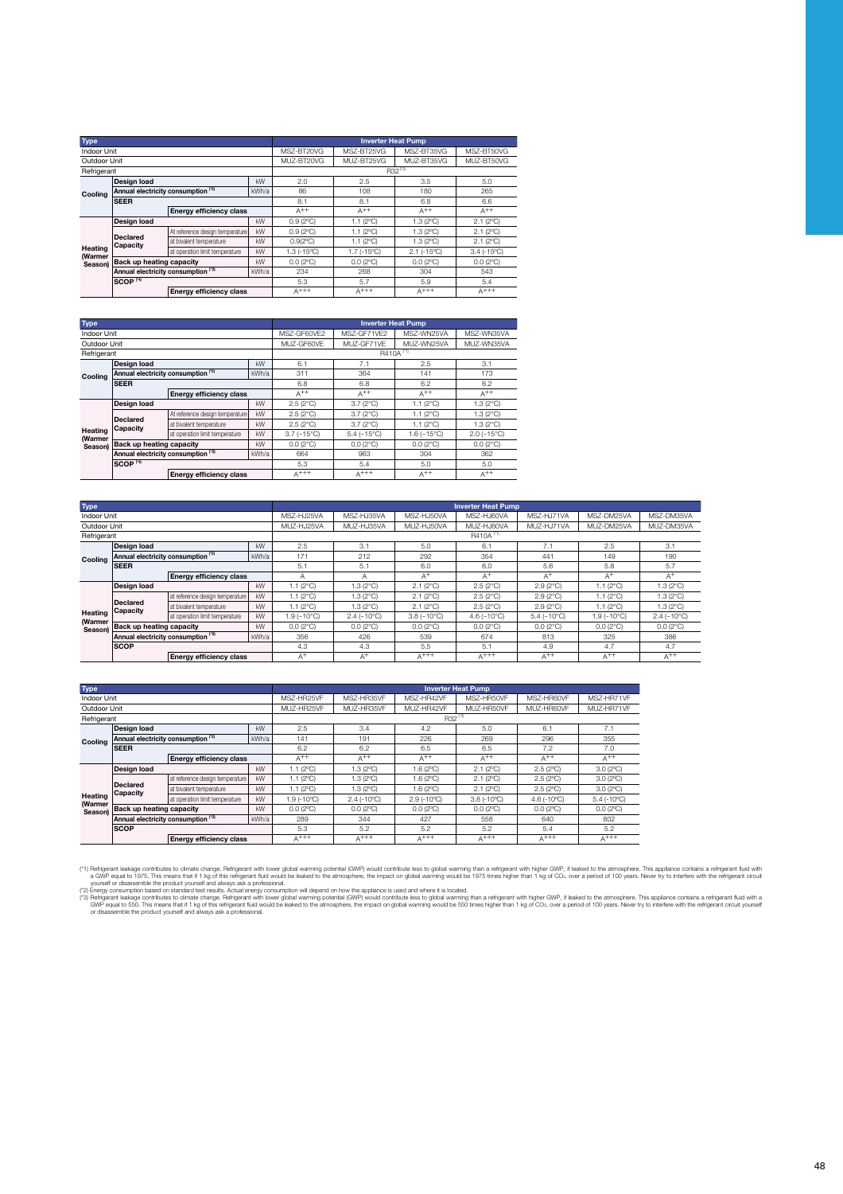| Type | | | | Inverter Heat Pump | | | |
|---|---|---|---|---|---|---|---|
| Indoor Unit | | | | MSZ-BT20VG | MSZ-BT25VG | MSZ-BT35VG | MSZ-BT50VG |
| Outdoor Unit | | | | MUZ-BT20VG | MUZ-BT25VG | MUZ-BT35VG | MUZ-BT50VG |
| Refrigerant | | | | R32 (*3) | | | |
| Cooling | Design load | | kW | 2.0 | 2.5 | 3.5 | 5.0 |
| | Annual electricity consumption (*2) | | kWh/a | 86 | 108 | 180 | 265 |
| | SEER | | | 8.1 | 8.1 | 6.8 | 6.6 |
| | | Energy efficiency class | | A++ | A++ | A++ | A++ |
| Heating (Warmer Season) | Design load | | kW | 0.9 (2°C) | 1.1 (2°C) | 1.3 (2°C) | 2.1 (2°C) |
| | Declared Capacity | At reference design temperature | kW | 0.9 (2°C) | 1.1 (2°C) | 1.3 (2°C) | 2.1 (2°C) |
| | | at bivalent temperature | kW | 0.9(2°C) | 1.1 (2°C) | 1.3 (2°C) | 2.1 (2°C) |
| | | at operation limit temperature | kW | 1.3 (-15°C) | 1.7 (-15°C) | 2.1 (-15°C) | 3.4 (-15°C) |
| | Back up heating capacity | | kW | 0.0 (2°C) | 0.0 (2°C) | 0.0 (2°C) | 0.0 (2°C) |
| | Annual electricity consumption (*2) | | kWh/a | 234 | 268 | 304 | 543 |
| | SCOP (*4) | | | 5.3 | 5.7 | 5.9 | 5.4 |
| | | Energy efficiency class | | A+++ | A+++ | A+++ | A+++ |

| Type | | | | Inverter Heat Pump | | | |
|---|---|---|---|---|---|---|---|
| Indoor Unit | | | | MSZ-GF60VE2 | MSZ-GF71VE2 | MSZ-WN25VA | MSZ-WN35VA |
| Outdoor Unit | | | | MUZ-GF60VE | MUZ-GF71VE | MUZ-WN25VA | MUZ-WN35VA |
| Refrigerant | | | | R410A (*1) | | | |
| Cooling | Design load | | kW | 6.1 | 7.1 | 2.5 | 3.1 |
| | Annual electricity consumption (*2) | | kWh/a | 311 | 364 | 141 | 173 |
| | SEER | | | 6.8 | 6.8 | 6.2 | 6.2 |
| | | Energy efficiency class | | A++ | A++ | A++ | A++ |
| Heating (Warmer Season) | Design load | | kW | 2.5 (2°C) | 3.7 (2°C) | 1.1 (2°C) | 1.3 (2°C) |
| | Declared Capacity | At reference design temperature | kW | 2.5 (2°C) | 3.7 (2°C) | 1.1 (2°C) | 1.3 (2°C) |
| | | at bivalent temperature | kW | 2.5 (2°C) | 3.7 (2°C) | 1.1 (2°C) | 1.3 (2°C) |
| | | at operation limit temperature | kW | 3.7 (−15°C) | 5.4 (−15°C) | 1.6 (−15°C) | 2.0 (−15°C) |
| | Back up heating capacity | | kW | 0.0 (2°C) | 0.0 (2°C) | 0.0 (2°C) | 0.0 (2°C) |
| | Annual electricity consumption (*2) | | kWh/a | 664 | 963 | 304 | 362 |
| | SCOP (*4) | | | 5.3 | 5.4 | 5.0 | 5.0 |
| | | Energy efficiency class | | A+++ | A+++ | A++ | A++ |

| Type | | | | Inverter Heat Pump | | | | | | |
|---|---|---|---|---|---|---|---|---|---|---|
| Indoor Unit | | | | MSZ-HJ25VA | MSZ-HJ35VA | MSZ-HJ50VA | MSZ-HJ60VA | MSZ-HJ71VA | MSZ-DM25VA | MSZ-DM35VA |
| Outdoor Unit | | | | MUZ-HJ25VA | MUZ-HJ35VA | MUZ-HJ50VA | MUZ-HJ60VA | MUZ-HJ71VA | MUZ-DM25VA | MUZ-DM35VA |
| Refrigerant | | | | R410A (*1) | | | | | | |
| Cooling | Design load | | kW | 2.5 | 3.1 | 5.0 | 6.1 | 7.1 | 2.5 | 3.1 |
| | Annual electricity consumption (*2) | | kWh/a | 171 | 212 | 292 | 354 | 441 | 149 | 190 |
| | SEER | | | 5.1 | 5.1 | 6.0 | 6.0 | 5.6 | 5.8 | 5.7 |
| | | Energy efficiency class | | A | A | A+ | A+ | A+ | A+ | A+ |
| Heating (Warmer Season) | Design load | | kW | 1.1 (2°C) | 1.3 (2°C) | 2.1 (2°C) | 2.5 (2°C) | 2.9 (2°C) | 1.1 (2°C) | 1.3 (2°C) |
| | Declared Capacity | at reference design temperature | kW | 1.1 (2°C) | 1.3 (2°C) | 2.1 (2°C) | 2.5 (2°C) | 2.9 (2°C) | 1.1 (2°C) | 1.3 (2°C) |
| | | at bivalent temperature | kW | 1.1 (2°C) | 1.3 (2°C) | 2.1 (2°C) | 2.5 (2°C) | 2.9 (2°C) | 1.1 (2°C) | 1.3 (2°C) |
| | | at operation limit temperature | kW | 1.9 (−10°C) | 2.4 (−10°C) | 3.8 (−10°C) | 4.6 (−10°C) | 5.4 (−10°C) | 1.9 (−10°C) | 2.4 (−10°C) |
| | Back up heating capacity | | kW | 0.0 (2°C) | 0.0 (2°C) | 0.0 (2°C) | 0.0 (2°C) | 0.0 (2°C) | 0.0 (2°C) | 0.0 (2°C) |
| | Annual electricity consumption (*2) | | kWh/a | 356 | 426 | 539 | 674 | 813 | 325 | 386 |
| | SCOP | | | 4.3 | 4.3 | 5.5 | 5.1 | 4.9 | 4.7 | 4.7 |
| | | Energy efficiency class | | A+ | A+ | A+++ | A+++ | A++ | A++ | A++ |

| Type | | | | Inverter Heat Pump | | | | | |
|---|---|---|---|---|---|---|---|---|---|
| Indoor Unit | | | | MSZ-HR25VF | MSZ-HR35VF | MSZ-HR42VF | MSZ-HR50VF | MSZ-HR60VF | MSZ-HR71VF |
| Outdoor Unit | | | | MUZ-HR25VF | MUZ-HR35VF | MUZ-HR42VF | MUZ-HR50VF | MUZ-HR60VF | MUZ-HR71VF |
| Refrigerant | | | | R32 (*3) | | | | | |
| Cooling | Design load | | kW | 2.5 | 3.4 | 4.2 | 5.0 | 6.1 | 7.1 |
| | Annual electricity consumption (*2) | | kWh/a | 141 | 191 | 226 | 269 | 296 | 355 |
| | SEER | | | 6.2 | 6.2 | 6.5 | 6.5 | 7.2 | 7.0 |
| | | Energy efficiency class | | A++ | A++ | A++ | A++ | A++ | A++ |
| Heating (Warmer Season) | Design load | | kW | 1.1 (2°C) | 1.3 (2°C) | 1.6 (2°C) | 2.1 (2°C) | 2.5 (2°C) | 3.0 (2°C) |
| | Declared Capacity | at reference design temperature | kW | 1.1 (2°C) | 1.3 (2°C) | 1.6 (2°C) | 2.1 (2°C) | 2.5 (2°C) | 3.0 (2°C) |
| | | at bivalent temperature | kW | 1.1 (2°C) | 1.3 (2°C) | 1.6 (2°C) | 2.1 (2°C) | 2.5 (2°C) | 3.0 (2°C) |
| | | at operation limit temperature | kW | 1.9 (-10°C) | 2.4 (-10°C) | 2.9 (-10°C) | 3.8 (-10°C) | 4.6 (-10°C) | 5.4 (-10°C) |
| | Back up heating capacity | | kW | 0.0 (2°C) | 0.0 (2°C) | 0.0 (2°C) | 0.0 (2°C) | 0.0 (2°C) | 0.0 (2°C) |
| | Annual electricity consumption (*2) | | kWh/a | 289 | 344 | 427 | 558 | 640 | 802 |
| | SCOP | | | 5.3 | 5.2 | 5.2 | 5.2 | 5.4 | 5.2 |
| | | Energy efficiency class | | A+++ | A+++ | A+++ | A+++ | A+++ | A+++ |

(*1) Refrigerant leakage contributes to climate change. Refrigerant with lower global warming potential (GWP) would contribute less to global warming than a refrigerant with higher GWP, if leaked to the atmosphere. This appliance contains a refrigerant fluid with a GWP equal to 1975. This means that if 1 kg of this refrigerant fluid would be leaked to the atmosphere, the impact on global warming would be 1975 times higher than 1 kg of $CO_2$, over a period of 100 years. Never try to interfere with the refrigerant circuit yourself or disassemble the product yourself and always ask a professional.
(*2) Energy consumption based on standard test results. Actual energy consumption will depend on how the appliance is used and where it is located.
(*3) Refrigerant leakage contributes to climate change. Refrigerant with lower global warming potential (GWP) would contribute less to global warming than a refrigerant with higher GWP, if leaked to the atmosphere. This appliance contains a refrigerant fluid with a GWP equal to 550. This means that if 1 kg of this refrigerant fluid would be leaked to the atmosphere, the impact on global warming would be 550 times higher than 1 kg of $CO_2$, over a period of 100 years. Never try to interfere with the refrigerant circuit yourself or disassemble the product yourself and always ask a professional.